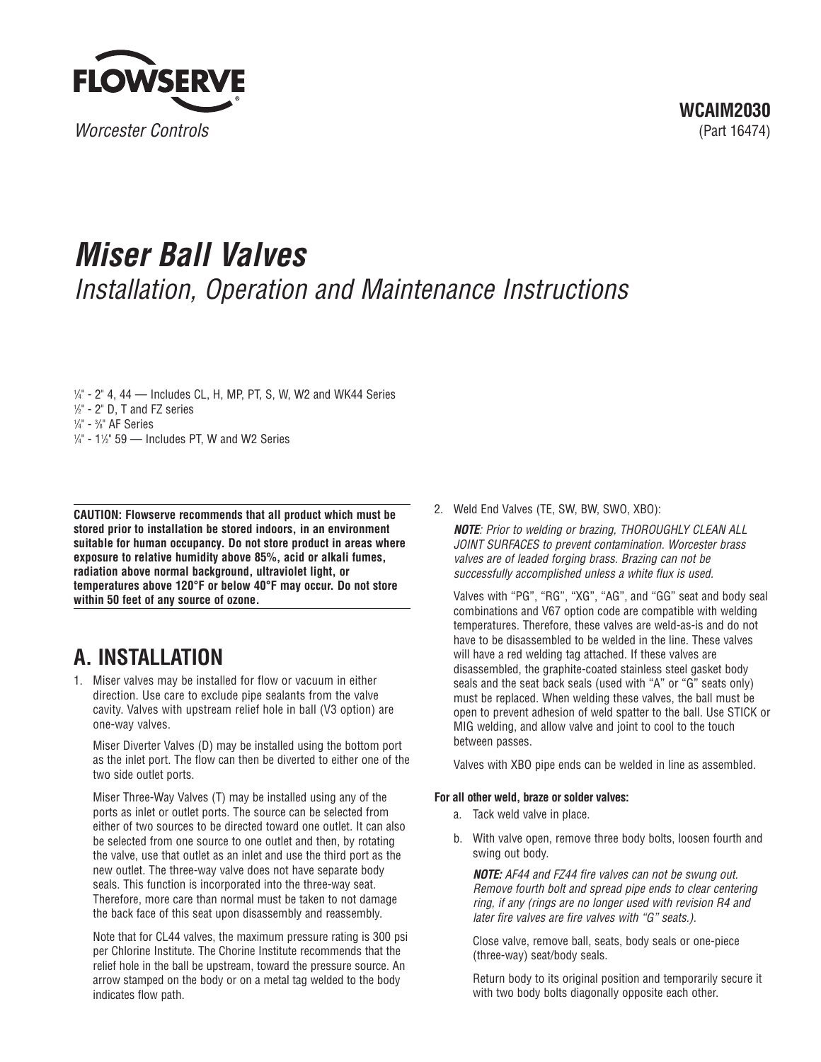FLOWSERVE

*Worcester Controls*

**WCAIM2030**
(Part 16474)

# *Miser Ball Valves*

## *Installation, Operation and Maintenance Instructions*

¼" - 2" 4, 44 — Includes CL, H, MP, PT, S, W, W2 and WK44 Series
½" - 2" D, T and FZ series
¼" - ⅜" AF Series
¼" - 1½" 59 — Includes PT, W and W2 Series

**CAUTION: Flowserve recommends that all product which must be stored prior to installation be stored indoors, in an environment suitable for human occupancy. Do not store product in areas where exposure to relative humidity above 85%, acid or alkali fumes, radiation above normal background, ultraviolet light, or temperatures above 120°F or below 40°F may occur. Do not store within 50 feet of any source of ozone.**

## A. INSTALLATION

1. Miser valves may be installed for flow or vacuum in either direction. Use care to exclude pipe sealants from the valve cavity. Valves with upstream relief hole in ball (V3 option) are one-way valves.

   Miser Diverter Valves (D) may be installed using the bottom port as the inlet port. The flow can then be diverted to either one of the two side outlet ports.

   Miser Three-Way Valves (T) may be installed using any of the ports as inlet or outlet ports. The source can be selected from either of two sources to be directed toward one outlet. It can also be selected from one source to one outlet and then, by rotating the valve, use that outlet as an inlet and use the third port as the new outlet. The three-way valve does not have separate body seals. This function is incorporated into the three-way seat. Therefore, more care than normal must be taken to not damage the back face of this seat upon disassembly and reassembly.

   Note that for CL44 valves, the maximum pressure rating is 300 psi per Chlorine Institute. The Chorine Institute recommends that the relief hole in the ball be upstream, toward the pressure source. An arrow stamped on the body or on a metal tag welded to the body indicates flow path.

2. Weld End Valves (TE, SW, BW, SWO, XBO):

   ***NOTE****: Prior to welding or brazing, THOROUGHLY CLEAN ALL JOINT SURFACES to prevent contamination. Worcester brass valves are of leaded forging brass. Brazing can not be successfully accomplished unless a white flux is used.*

   Valves with "PG", "RG", "XG", "AG", and "GG" seat and body seal combinations and V67 option code are compatible with welding temperatures. Therefore, these valves are weld-as-is and do not have to be disassembled to be welded in the line. These valves will have a red welding tag attached. If these valves are disassembled, the graphite-coated stainless steel gasket body seals and the seat back seals (used with "A" or "G" seats only) must be replaced. When welding these valves, the ball must be open to prevent adhesion of weld spatter to the ball. Use STICK or MIG welding, and allow valve and joint to cool to the touch between passes.

   Valves with XBO pipe ends can be welded in line as assembled.

   **For all other weld, braze or solder valves:**

   a. Tack weld valve in place.

   b. With valve open, remove three body bolts, loosen fourth and swing out body.

      ***NOTE:*** *AF44 and FZ44 fire valves can not be swung out. Remove fourth bolt and spread pipe ends to clear centering ring, if any (rings are no longer used with revision R4 and later fire valves are fire valves with "G" seats.).*

      Close valve, remove ball, seats, body seals or one-piece (three-way) seat/body seals.

      Return body to its original position and temporarily secure it with two body bolts diagonally opposite each other.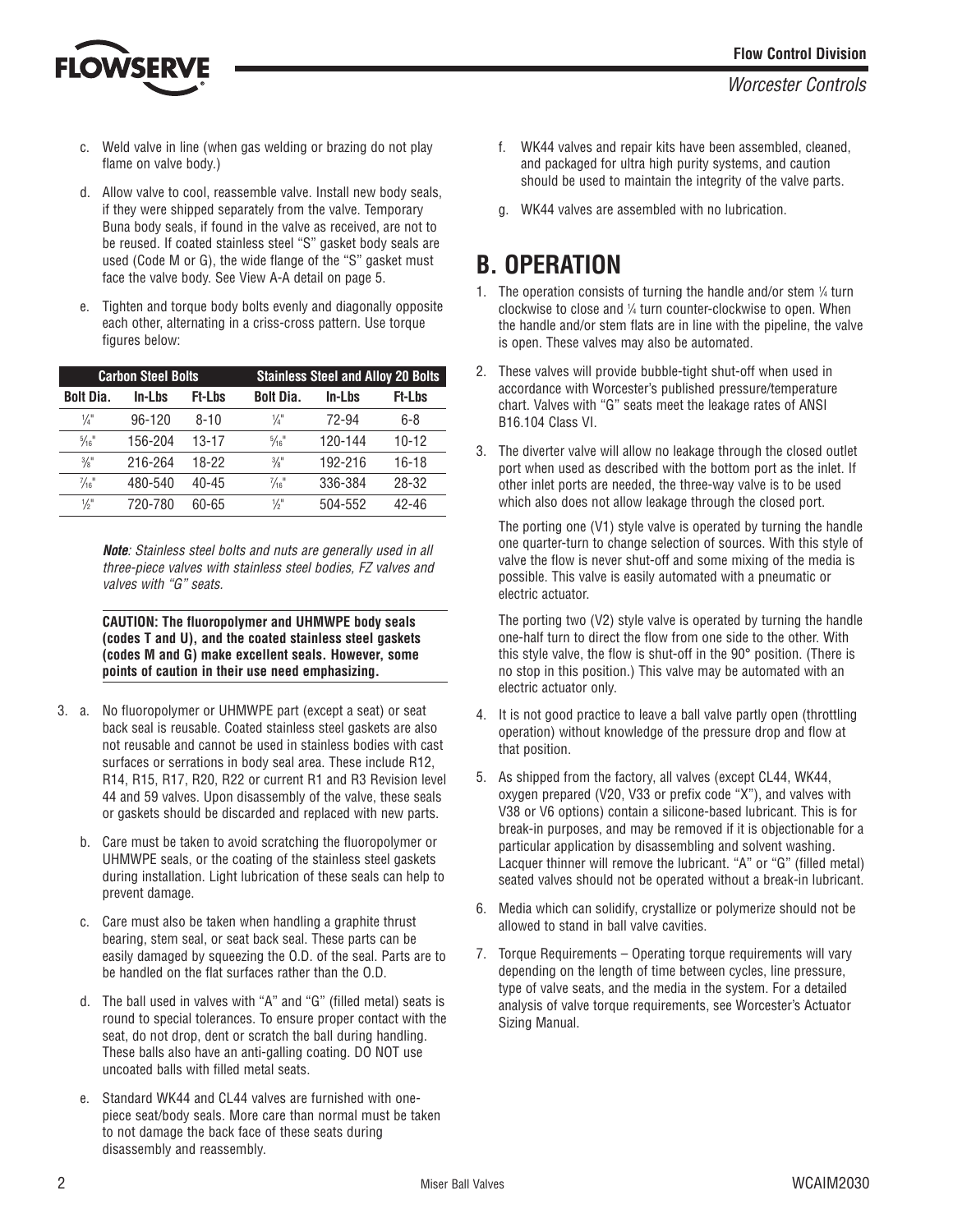c. Weld valve in line (when gas welding or brazing do not play flame on valve body.)

d. Allow valve to cool, reassemble valve. Install new body seals, if they were shipped separately from the valve. Temporary Buna body seals, if found in the valve as received, are not to be reused. If coated stainless steel "S" gasket body seals are used (Code M or G), the wide flange of the "S" gasket must face the valve body. See View A-A detail on page 5.

e. Tighten and torque body bolts evenly and diagonally opposite each other, alternating in a criss-cross pattern. Use torque figures below:

| Carbon Steel Bolts | | | Stainless Steel and Alloy 20 Bolts | | |
|---|---|---|---|---|---|
| Bolt Dia. | In-Lbs | Ft-Lbs | Bolt Dia. | In-Lbs | Ft-Lbs |
| ¼" | 96-120 | 8-10 | ¼" | 72-94 | 6-8 |
| 5/16" | 156-204 | 13-17 | 5/16" | 120-144 | 10-12 |
| ⅜" | 216-264 | 18-22 | ⅜" | 192-216 | 16-18 |
| 7/16" | 480-540 | 40-45 | 7/16" | 336-384 | 28-32 |
| ½" | 720-780 | 60-65 | ½" | 504-552 | 42-46 |

***Note**: Stainless steel bolts and nuts are generally used in all three-piece valves with stainless steel bodies, FZ valves and valves with "G" seats.*

**CAUTION: The fluoropolymer and UHMWPE body seals (codes T and U), and the coated stainless steel gaskets (codes M and G) make excellent seals. However, some points of caution in their use need emphasizing.**

3. a. No fluoropolymer or UHMWPE part (except a seat) or seat back seal is reusable. Coated stainless steel gaskets are also not reusable and cannot be used in stainless bodies with cast surfaces or serrations in body seal area. These include R12, R14, R15, R17, R20, R22 or current R1 and R3 Revision level 44 and 59 valves. Upon disassembly of the valve, these seals or gaskets should be discarded and replaced with new parts.

   b. Care must be taken to avoid scratching the fluoropolymer or UHMWPE seals, or the coating of the stainless steel gaskets during installation. Light lubrication of these seals can help to prevent damage.

   c. Care must also be taken when handling a graphite thrust bearing, stem seal, or seat back seal. These parts can be easily damaged by squeezing the O.D. of the seal. Parts are to be handled on the flat surfaces rather than the O.D.

   d. The ball used in valves with "A" and "G" (filled metal) seats is round to special tolerances. To ensure proper contact with the seat, do not drop, dent or scratch the ball during handling. These balls also have an anti-galling coating. DO NOT use uncoated balls with filled metal seats.

   e. Standard WK44 and CL44 valves are furnished with one-piece seat/body seals. More care than normal must be taken to not damage the back face of these seats during disassembly and reassembly.

   f. WK44 valves and repair kits have been assembled, cleaned, and packaged for ultra high purity systems, and caution should be used to maintain the integrity of the valve parts.

   g. WK44 valves are assembled with no lubrication.

# B. OPERATION

1. The operation consists of turning the handle and/or stem ¼ turn clockwise to close and ¼ turn counter-clockwise to open. When the handle and/or stem flats are in line with the pipeline, the valve is open. These valves may also be automated.

2. These valves will provide bubble-tight shut-off when used in accordance with Worcester's published pressure/temperature chart. Valves with "G" seats meet the leakage rates of ANSI B16.104 Class VI.

3. The diverter valve will allow no leakage through the closed outlet port when used as described with the bottom port as the inlet. If other inlet ports are needed, the three-way valve is to be used which also does not allow leakage through the closed port.

   The porting one (V1) style valve is operated by turning the handle one quarter-turn to change selection of sources. With this style of valve the flow is never shut-off and some mixing of the media is possible. This valve is easily automated with a pneumatic or electric actuator.

   The porting two (V2) style valve is operated by turning the handle one-half turn to direct the flow from one side to the other. With this style valve, the flow is shut-off in the 90° position. (There is no stop in this position.) This valve may be automated with an electric actuator only.

4. It is not good practice to leave a ball valve partly open (throttling operation) without knowledge of the pressure drop and flow at that position.

5. As shipped from the factory, all valves (except CL44, WK44, oxygen prepared (V20, V33 or prefix code "X"), and valves with V38 or V6 options) contain a silicone-based lubricant. This is for break-in purposes, and may be removed if it is objectionable for a particular application by disassembling and solvent washing. Lacquer thinner will remove the lubricant. "A" or "G" (filled metal) seated valves should not be operated without a break-in lubricant.

6. Media which can solidify, crystallize or polymerize should not be allowed to stand in ball valve cavities.

7. Torque Requirements – Operating torque requirements will vary depending on the length of time between cycles, line pressure, type of valve seats, and the media in the system. For a detailed analysis of valve torque requirements, see Worcester's Actuator Sizing Manual.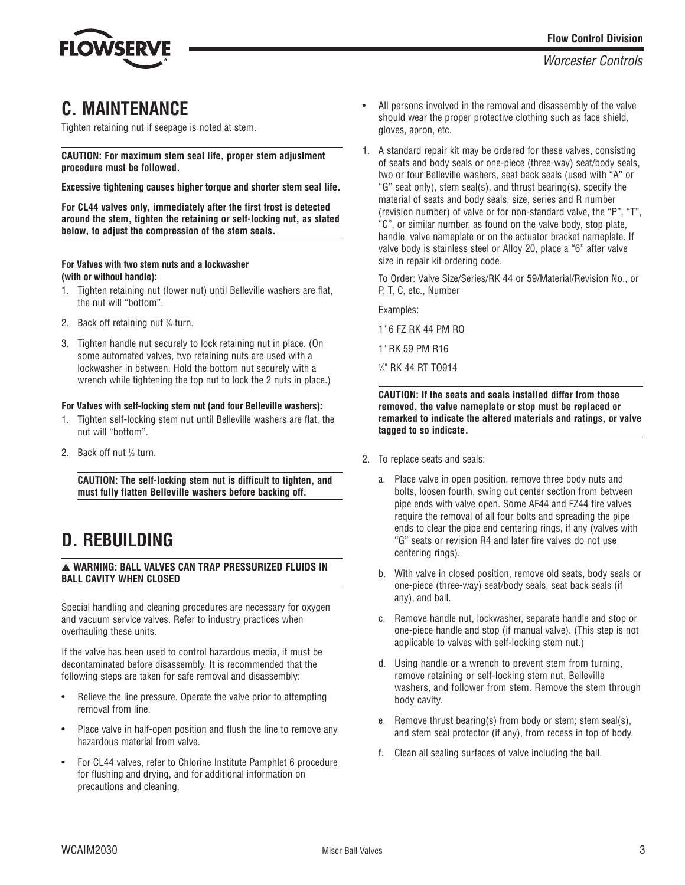## C. MAINTENANCE

Tighten retaining nut if seepage is noted at stem.

**CAUTION: For maximum stem seal life, proper stem adjustment procedure must be followed.**

**Excessive tightening causes higher torque and shorter stem seal life.**

**For CL44 valves only, immediately after the first frost is detected around the stem, tighten the retaining or self-locking nut, as stated below, to adjust the compression of the stem seals.**

**For Valves with two stem nuts and a lockwasher (with or without handle):**

1. Tighten retaining nut (lower nut) until Belleville washers are flat, the nut will "bottom".
2. Back off retaining nut ⅙ turn.
3. Tighten handle nut securely to lock retaining nut in place. (On some automated valves, two retaining nuts are used with a lockwasher in between. Hold the bottom nut securely with a wrench while tightening the top nut to lock the 2 nuts in place.)

**For Valves with self-locking stem nut (and four Belleville washers):**

1. Tighten self-locking stem nut until Belleville washers are flat, the nut will "bottom".
2. Back off nut ⅓ turn.

**CAUTION: The self-locking stem nut is difficult to tighten, and must fully flatten Belleville washers before backing off.**

## D. REBUILDING

**⚠ WARNING: BALL VALVES CAN TRAP PRESSURIZED FLUIDS IN BALL CAVITY WHEN CLOSED**

Special handling and cleaning procedures are necessary for oxygen and vacuum service valves. Refer to industry practices when overhauling these units.

If the valve has been used to control hazardous media, it must be decontaminated before disassembly. It is recommended that the following steps are taken for safe removal and disassembly:

- Relieve the line pressure. Operate the valve prior to attempting removal from line.
- Place valve in half-open position and flush the line to remove any hazardous material from valve.
- For CL44 valves, refer to Chlorine Institute Pamphlet 6 procedure for flushing and drying, and for additional information on precautions and cleaning.
- All persons involved in the removal and disassembly of the valve should wear the proper protective clothing such as face shield, gloves, apron, etc.

1. A standard repair kit may be ordered for these valves, consisting of seats and body seals or one-piece (three-way) seat/body seals, two or four Belleville washers, seat back seals (used with "A" or "G" seat only), stem seal(s), and thrust bearing(s). specify the material of seats and body seals, size, series and R number (revision number) of valve or for non-standard valve, the "P", "T", "C", or similar number, as found on the valve body, stop plate, handle, valve nameplate or on the actuator bracket nameplate. If valve body is stainless steel or Alloy 20, place a "6" after valve size in repair kit ordering code.

   To Order: Valve Size/Series/RK 44 or 59/Material/Revision No., or P, T, C, etc., Number

   Examples:

   1" 6 FZ RK 44 PM RO

   1" RK 59 PM R16

   ½" RK 44 RT TO914

**CAUTION: If the seats and seals installed differ from those removed, the valve nameplate or stop must be replaced or remarked to indicate the altered materials and ratings, or valve tagged to so indicate.**

2. To replace seats and seals:
   a. Place valve in open position, remove three body nuts and bolts, loosen fourth, swing out center section from between pipe ends with valve open. Some AF44 and FZ44 fire valves require the removal of all four bolts and spreading the pipe ends to clear the pipe end centering rings, if any (valves with "G" seats or revision R4 and later fire valves do not use centering rings).
   b. With valve in closed position, remove old seats, body seals or one-piece (three-way) seat/body seals, seat back seals (if any), and ball.
   c. Remove handle nut, lockwasher, separate handle and stop or one-piece handle and stop (if manual valve). (This step is not applicable to valves with self-locking stem nut.)
   d. Using handle or a wrench to prevent stem from turning, remove retaining or self-locking stem nut, Belleville washers, and follower from stem. Remove the stem through body cavity.
   e. Remove thrust bearing(s) from body or stem; stem seal(s), and stem seal protector (if any), from recess in top of body.
   f. Clean all sealing surfaces of valve including the ball.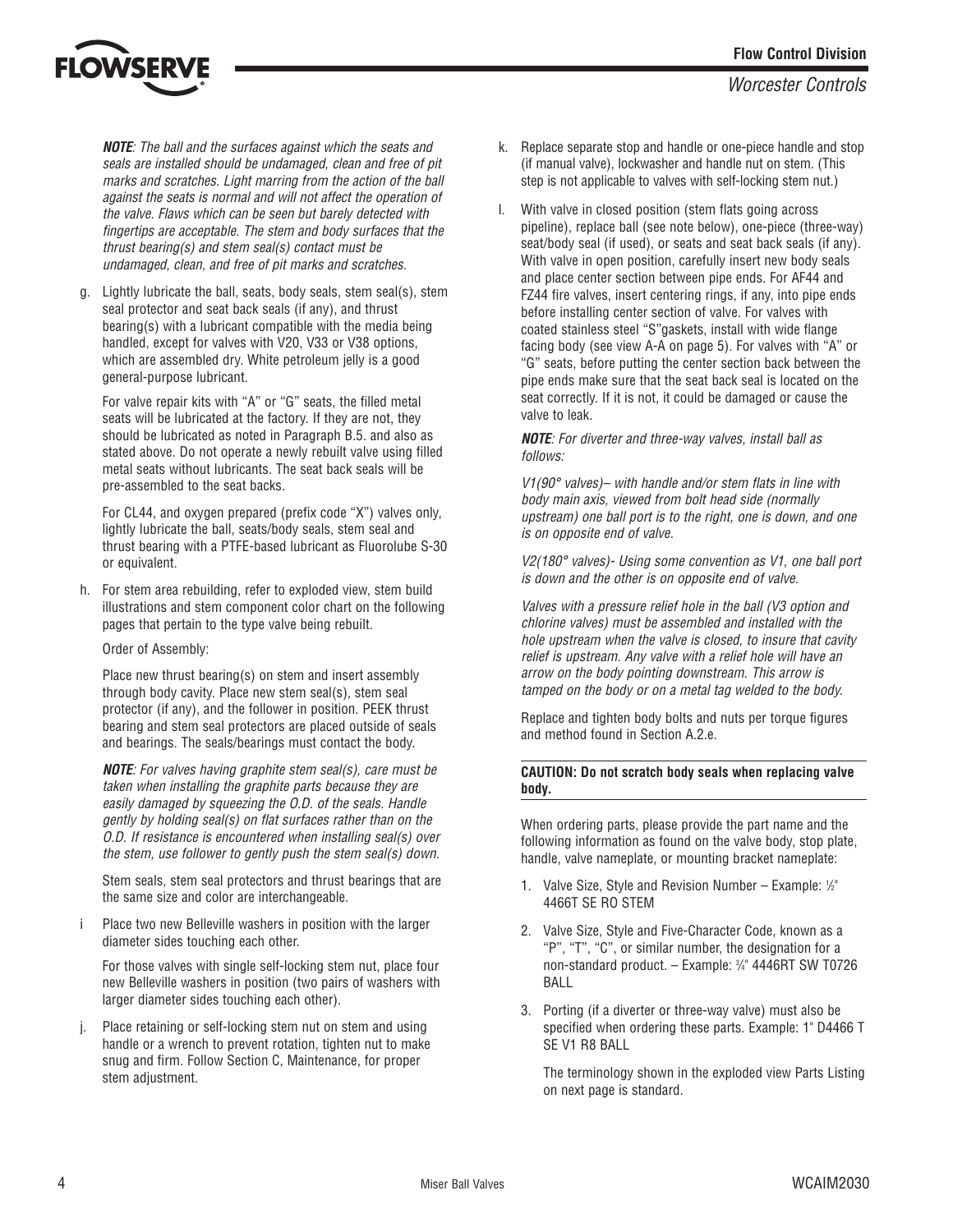*__NOTE__: The ball and the surfaces against which the seats and seals are installed should be undamaged, clean and free of pit marks and scratches. Light marring from the action of the ball against the seats is normal and will not affect the operation of the valve. Flaws which can be seen but barely detected with fingertips are acceptable. The stem and body surfaces that the thrust bearing(s) and stem seal(s) contact must be undamaged, clean, and free of pit marks and scratches.*

g. Lightly lubricate the ball, seats, body seals, stem seal(s), stem seal protector and seat back seals (if any), and thrust bearing(s) with a lubricant compatible with the media being handled, except for valves with V20, V33 or V38 options, which are assembled dry. White petroleum jelly is a good general-purpose lubricant.

   For valve repair kits with "A" or "G" seats, the filled metal seats will be lubricated at the factory. If they are not, they should be lubricated as noted in Paragraph B.5. and also as stated above. Do not operate a newly rebuilt valve using filled metal seats without lubricants. The seat back seals will be pre-assembled to the seat backs.

   For CL44, and oxygen prepared (prefix code "X") valves only, lightly lubricate the ball, seats/body seals, stem seal and thrust bearing with a PTFE-based lubricant as Fluorolube S-30 or equivalent.

h. For stem area rebuilding, refer to exploded view, stem build illustrations and stem component color chart on the following pages that pertain to the type valve being rebuilt.

   Order of Assembly:

   Place new thrust bearing(s) on stem and insert assembly through body cavity. Place new stem seal(s), stem seal protector (if any), and the follower in position. PEEK thrust bearing and stem seal protectors are placed outside of seals and bearings. The seals/bearings must contact the body.

   *__NOTE__: For valves having graphite stem seal(s), care must be taken when installing the graphite parts because they are easily damaged by squeezing the O.D. of the seals. Handle gently by holding seal(s) on flat surfaces rather than on the O.D. If resistance is encountered when installing seal(s) over the stem, use follower to gently push the stem seal(s) down.*

   Stem seals, stem seal protectors and thrust bearings that are the same size and color are interchangeable.

i Place two new Belleville washers in position with the larger diameter sides touching each other.

   For those valves with single self-locking stem nut, place four new Belleville washers in position (two pairs of washers with larger diameter sides touching each other).

j. Place retaining or self-locking stem nut on stem and using handle or a wrench to prevent rotation, tighten nut to make snug and firm. Follow Section C, Maintenance, for proper stem adjustment.

k. Replace separate stop and handle or one-piece handle and stop (if manual valve), lockwasher and handle nut on stem. (This step is not applicable to valves with self-locking stem nut.)

l. With valve in closed position (stem flats going across pipeline), replace ball (see note below), one-piece (three-way) seat/body seal (if used), or seats and seat back seals (if any). With valve in open position, carefully insert new body seals and place center section between pipe ends. For AF44 and FZ44 fire valves, insert centering rings, if any, into pipe ends before installing center section of valve. For valves with coated stainless steel "S"gaskets, install with wide flange facing body (see view A-A on page 5). For valves with "A" or "G" seats, before putting the center section back between the pipe ends make sure that the seat back seal is located on the seat correctly. If it is not, it could be damaged or cause the valve to leak.

   *__NOTE__: For diverter and three-way valves, install ball as follows:*

   *V1(90° valves)– with handle and/or stem flats in line with body main axis, viewed from bolt head side (normally upstream) one ball port is to the right, one is down, and one is on opposite end of valve.*

   *V2(180° valves)- Using some convention as V1, one ball port is down and the other is on opposite end of valve.*

   *Valves with a pressure relief hole in the ball (V3 option and chlorine valves) must be assembled and installed with the hole upstream when the valve is closed, to insure that cavity relief is upstream. Any valve with a relief hole will have an arrow on the body pointing downstream. This arrow is tamped on the body or on a metal tag welded to the body.*

   Replace and tighten body bolts and nuts per torque figures and method found in Section A.2.e.

**CAUTION: Do not scratch body seals when replacing valve body.**

When ordering parts, please provide the part name and the following information as found on the valve body, stop plate, handle, valve nameplate, or mounting bracket nameplate:

1. Valve Size, Style and Revision Number – Example: ½" 4466T SE RO STEM
2. Valve Size, Style and Five-Character Code, known as a "P", "T", "C", or similar number, the designation for a non-standard product. – Example: ¾" 4446RT SW T0726 BALL
3. Porting (if a diverter or three-way valve) must also be specified when ordering these parts. Example: 1" D4466 T SE V1 R8 BALL

   The terminology shown in the exploded view Parts Listing on next page is standard.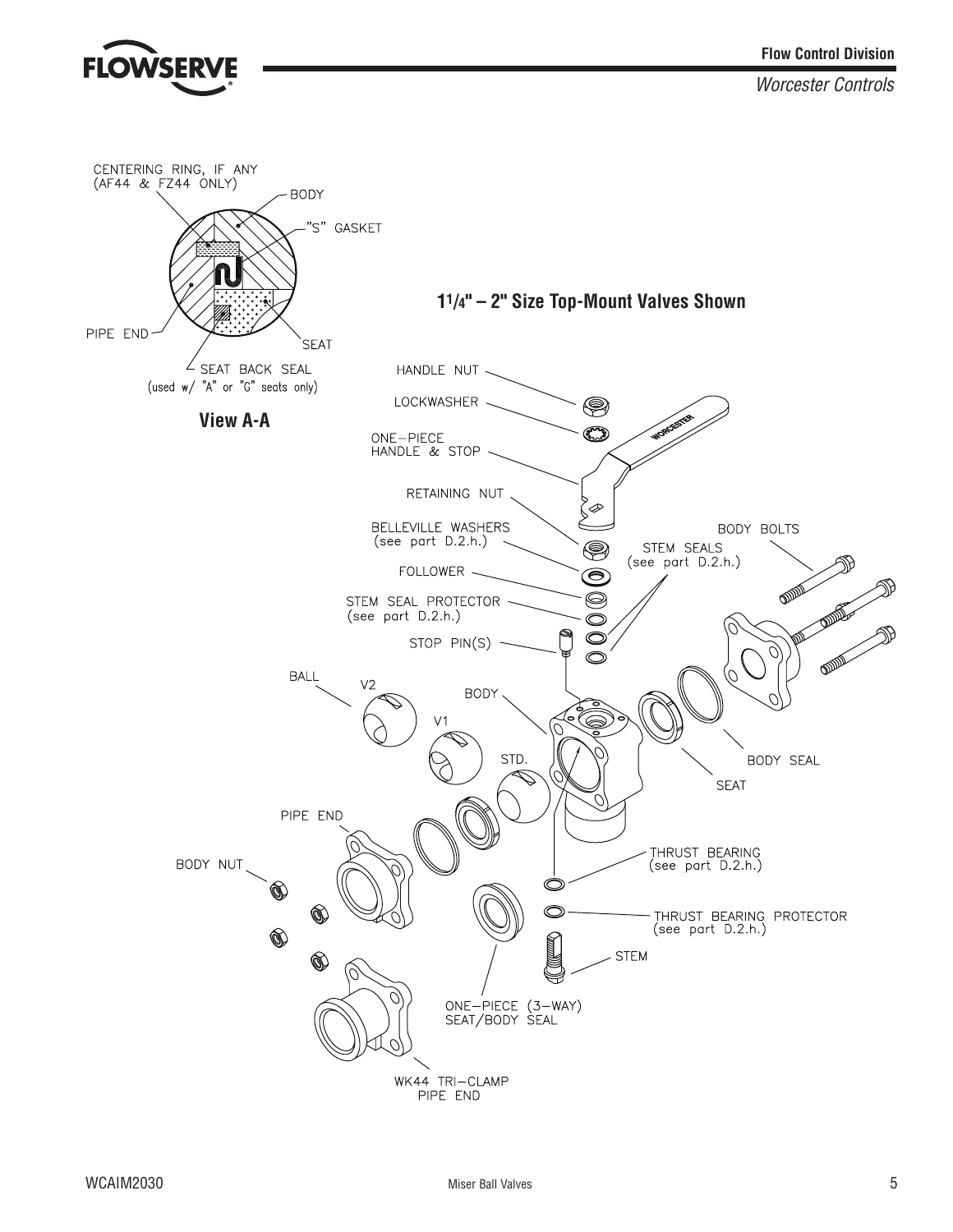CENTERING RING, IF ANY (AF44 & FZ44 ONLY)

BODY

"S" GASKET

PIPE END

SEAT

SEAT BACK SEAL (used w/ "A" or "G" seats only)

**View A-A**

## 1 1/4" – 2" Size Top-Mount Valves Shown

HANDLE NUT

LOCKWASHER

ONE-PIECE HANDLE & STOP

RETAINING NUT

BELLEVILLE WASHERS (see part D.2.h.)

FOLLOWER

STEM SEAL PROTECTOR (see part D.2.h.)

STOP PIN(S)

STEM SEALS (see part D.2.h.)

BODY BOLTS

BALL

V2

V1

STD.

BODY

BODY SEAL

SEAT

PIPE END

BODY NUT

THRUST BEARING (see part D.2.h.)

THRUST BEARING PROTECTOR (see part D.2.h.)

STEM

ONE-PIECE (3-WAY) SEAT/BODY SEAL

WK44 TRI-CLAMP PIPE END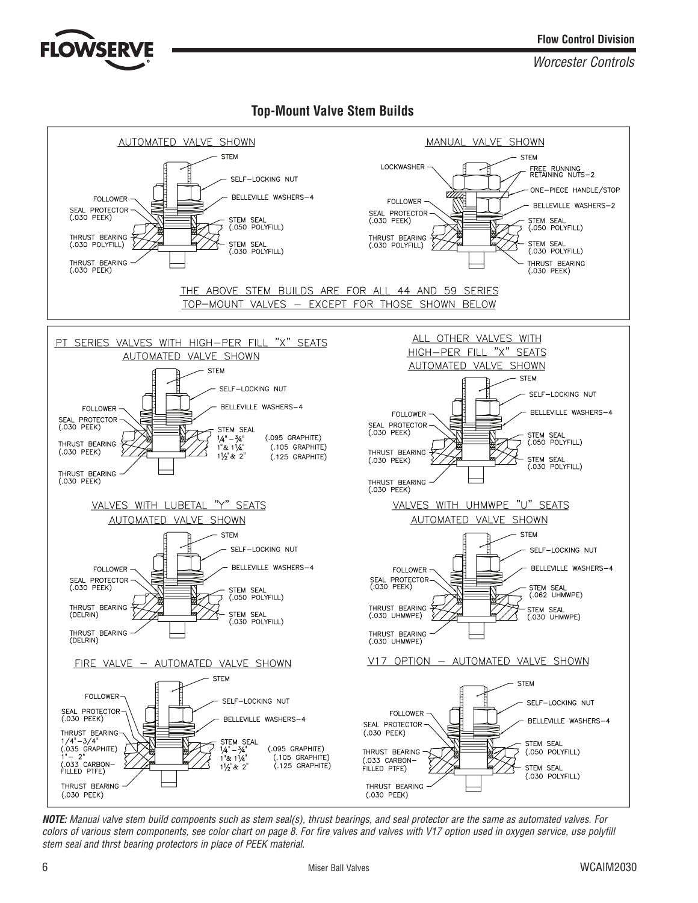## Top-Mount Valve Stem Builds

### AUTOMATED VALVE SHOWN

- STEM
- SELF-LOCKING NUT
- BELLEVILLE WASHERS–4
- FOLLOWER
- SEAL PROTECTOR (.030 PEEK)
- STEM SEAL (.050 POLYFILL)
- THRUST BEARING (.030 POLYFILL)
- STEM SEAL (.030 POLYFILL)
- THRUST BEARING (.030 PEEK)

### MANUAL VALVE SHOWN

- STEM
- LOCKWASHER
- FREE RUNNING RETAINING NUTS–2
- ONE-PIECE HANDLE/STOP
- FOLLOWER
- BELLEVILLE WASHERS–2
- SEAL PROTECTOR (.030 PEEK)
- STEM SEAL (.050 POLYFILL)
- THRUST BEARING (.030 POLYFILL)
- STEM SEAL (.030 POLYFILL)
- THRUST BEARING (.030 PEEK)

THE ABOVE STEM BUILDS ARE FOR ALL 44 AND 59 SERIES TOP-MOUNT VALVES – EXCEPT FOR THOSE SHOWN BELOW

### PT SERIES VALVES WITH HIGH-PER FILL "X" SEATS — AUTOMATED VALVE SHOWN

- STEM
- SELF-LOCKING NUT
- BELLEVILLE WASHERS–4
- FOLLOWER
- SEAL PROTECTOR (.030 PEEK)
- STEM SEAL: 1/4"–3/4" (.095 GRAPHITE); 1" & 1 1/4" (.105 GRAPHITE); 1 1/2" & 2" (.125 GRAPHITE)
- THRUST BEARING (.030 PEEK)
- THRUST BEARING (.030 PEEK)

### ALL OTHER VALVES WITH HIGH-PER FILL "X" SEATS — AUTOMATED VALVE SHOWN

- STEM
- SELF-LOCKING NUT
- BELLEVILLE WASHERS–4
- FOLLOWER
- SEAL PROTECTOR (.030 PEEK)
- STEM SEAL (.050 POLYFILL)
- THRUST BEARING (.030 PEEK)
- STEM SEAL (.030 POLYFILL)
- THRUST BEARING (.030 PEEK)

### VALVES WITH LUBETAL "Y" SEATS — AUTOMATED VALVE SHOWN

- STEM
- SELF-LOCKING NUT
- BELLEVILLE WASHERS–4
- FOLLOWER
- SEAL PROTECTOR (.030 PEEK)
- STEM SEAL (.050 POLYFILL)
- THRUST BEARING (DELRIN)
- STEM SEAL (.030 POLYFILL)
- THRUST BEARING (DELRIN)

### VALVES WITH UHMWPE "U" SEATS — AUTOMATED VALVE SHOWN

- STEM
- SELF-LOCKING NUT
- BELLEVILLE WASHERS–4
- FOLLOWER
- SEAL PROTECTOR (.030 PEEK)
- STEM SEAL (.062 UHMWPE)
- THRUST BEARING (.030 UHMWPE)
- STEM SEAL (.030 UHMWPE)
- THRUST BEARING (.030 UHMWPE)

### FIRE VALVE – AUTOMATED VALVE SHOWN

- STEM
- FOLLOWER
- SELF-LOCKING NUT
- SEAL PROTECTOR (.030 PEEK)
- BELLEVILLE WASHERS–4
- THRUST BEARING: 1/4"–3/4" (.035 GRAPHITE); 1"– 2" (.033 CARBON-FILLED PTFE)
- STEM SEAL: 1/4"–3/4" (.095 GRAPHITE); 1" & 1 1/4" (.105 GRAPHITE); 1 1/2" & 2" (.125 GRAPHITE)
- THRUST BEARING (.030 PEEK)

### V17 OPTION – AUTOMATED VALVE SHOWN

- STEM
- SELF-LOCKING NUT
- FOLLOWER
- BELLEVILLE WASHERS–4
- SEAL PROTECTOR (.030 PEEK)
- STEM SEAL (.050 POLYFILL)
- THRUST BEARING (.033 CARBON-FILLED PTFE)
- STEM SEAL (.030 POLYFILL)
- THRUST BEARING (.030 PEEK)

***NOTE:*** *Manual valve stem build compoents such as stem seal(s), thrust bearings, and seal protector are the same as automated valves. For colors of various stem components, see color chart on page 8. For fire valves and valves with V17 option used in oxygen service, use polyfill stem seal and thrst bearing protectors in place of PEEK material.*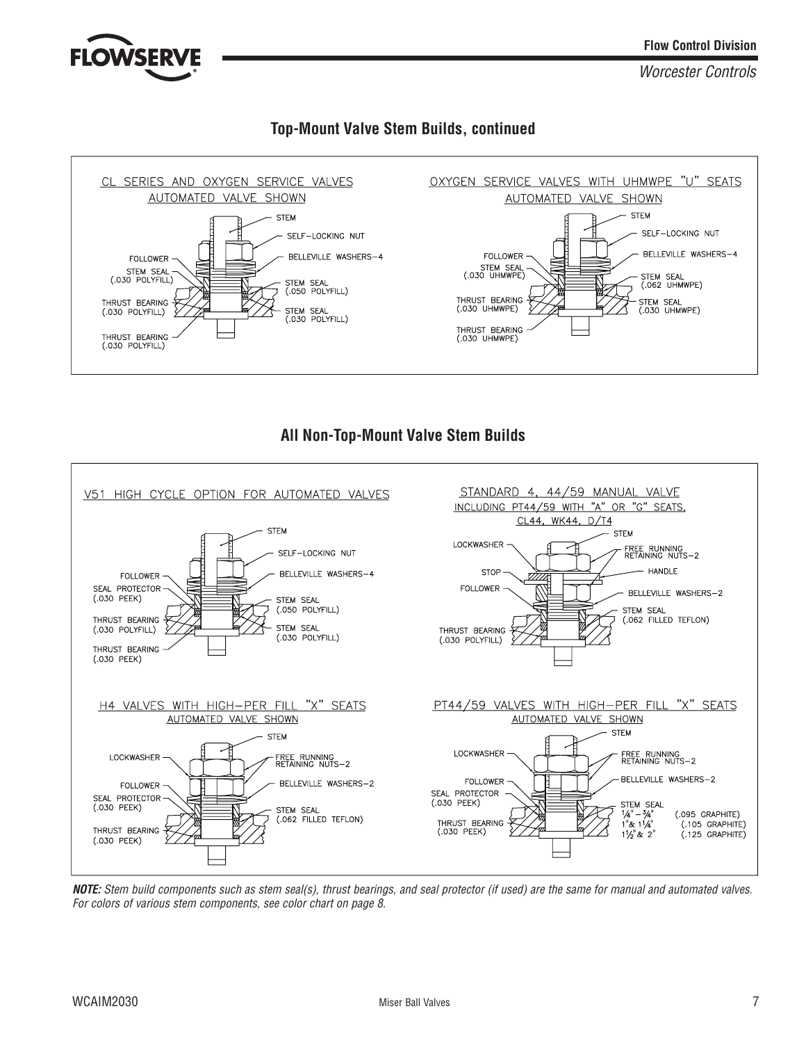## Top-Mount Valve Stem Builds, continued

### CL SERIES AND OXYGEN SERVICE VALVES
AUTOMATED VALVE SHOWN

- STEM
- SELF-LOCKING NUT
- BELLEVILLE WASHERS–4
- FOLLOWER
- STEM SEAL (.030 POLYFILL)
- STEM SEAL (.050 POLYFILL)
- THRUST BEARING (.030 POLYFILL)
- STEM SEAL (.030 POLYFILL)
- THRUST BEARING (.030 POLYFILL)

### OXYGEN SERVICE VALVES WITH UHMWPE "U" SEATS
AUTOMATED VALVE SHOWN

- STEM
- SELF-LOCKING NUT
- BELLEVILLE WASHERS–4
- FOLLOWER
- STEM SEAL (.030 UHMWPE)
- STEM SEAL (.062 UHMWPE)
- THRUST BEARING (.030 UHMWPE)
- STEM SEAL (.030 UHMWPE)
- THRUST BEARING (.030 UHMWPE)

## All Non-Top-Mount Valve Stem Builds

### V51 HIGH CYCLE OPTION FOR AUTOMATED VALVES

- STEM
- SELF-LOCKING NUT
- FOLLOWER
- BELLEVILLE WASHERS–4
- SEAL PROTECTOR (.030 PEEK)
- STEM SEAL (.050 POLYFILL)
- THRUST BEARING (.030 POLYFILL)
- STEM SEAL (.030 POLYFILL)
- THRUST BEARING (.030 PEEK)

### STANDARD 4, 44/59 MANUAL VALVE
INCLUDING PT44/59 WITH "A" OR "G" SEATS, CL44, WK44, D/T4

- STEM
- LOCKWASHER
- FREE RUNNING RETAINING NUTS–2
- STOP
- HANDLE
- FOLLOWER
- BELLEVILLE WASHERS–2
- STEM SEAL (.062 FILLED TEFLON)
- THRUST BEARING (.030 POLYFILL)

### H4 VALVES WITH HIGH-PER FILL "X" SEATS
AUTOMATED VALVE SHOWN

- STEM
- LOCKWASHER
- FREE RUNNING RETAINING NUTS–2
- FOLLOWER
- BELLEVILLE WASHERS–2
- SEAL PROTECTOR (.030 PEEK)
- STEM SEAL (.062 FILLED TEFLON)
- THRUST BEARING (.030 PEEK)

### PT44/59 VALVES WITH HIGH-PER FILL "X" SEATS
AUTOMATED VALVE SHOWN

- STEM
- LOCKWASHER
- FREE RUNNING RETAINING NUTS–2
- FOLLOWER
- BELLEVILLE WASHERS–2
- SEAL PROTECTOR (.030 PEEK)
- STEM SEAL
  - ¼" – ¾" (.095 GRAPHITE)
  - 1" & 1¼" (.105 GRAPHITE)
  - 1½" & 2" (.125 GRAPHITE)
- THRUST BEARING (.030 PEEK)

***NOTE:*** *Stem build components such as stem seal(s), thrust bearings, and seal protector (if used) are the same for manual and automated valves. For colors of various stem components, see color chart on page 8.*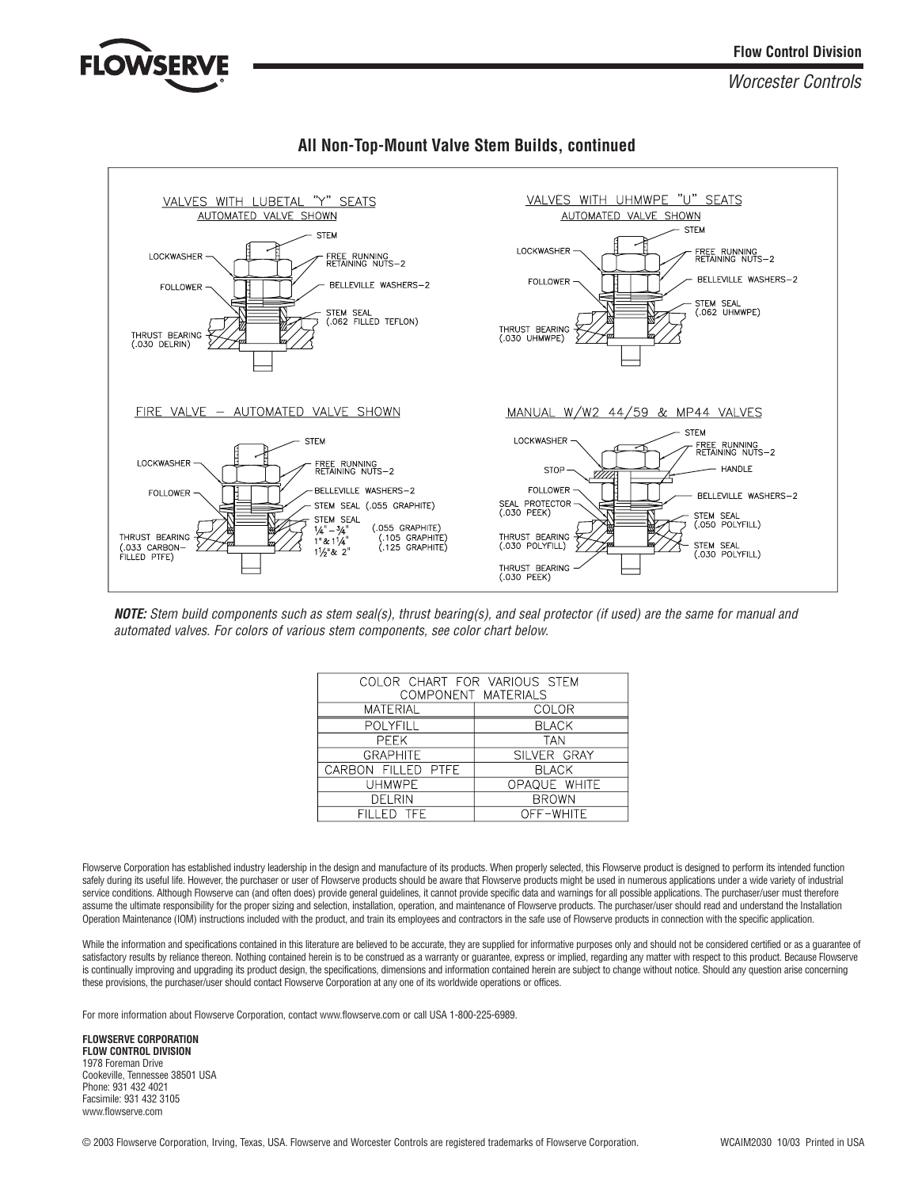## All Non-Top-Mount Valve Stem Builds, continued

VALVES WITH LUBETAL "Y" SEATS
AUTOMATED VALVE SHOWN

STEM
LOCKWASHER
FREE RUNNING RETAINING NUTS–2
FOLLOWER
BELLEVILLE WASHERS–2
STEM SEAL (.062 FILLED TEFLON)
THRUST BEARING (.030 DELRIN)

VALVES WITH UHMWPE "U" SEATS
AUTOMATED VALVE SHOWN

STEM
LOCKWASHER
FREE RUNNING RETAINING NUTS–2
FOLLOWER
BELLEVILLE WASHERS–2
STEM SEAL (.062 UHMWPE)
THRUST BEARING (.030 UHMWPE)

FIRE VALVE – AUTOMATED VALVE SHOWN

STEM
LOCKWASHER
FREE RUNNING RETAINING NUTS–2
FOLLOWER
BELLEVILLE WASHERS–2
STEM SEAL (.055 GRAPHITE)
STEM SEAL
¼" – ¾" (.055 GRAPHITE)
1" & 1¼" (.105 GRAPHITE)
1½" & 2" (.125 GRAPHITE)
THRUST BEARING (.033 CARBON-FILLED PTFE)

MANUAL W/W2 44/59 & MP44 VALVES

STEM
LOCKWASHER
FREE RUNNING RETAINING NUTS–2
STOP
HANDLE
FOLLOWER
BELLEVILLE WASHERS–2
SEAL PROTECTOR (.030 PEEK)
STEM SEAL (.050 POLYFILL)
THRUST BEARING (.030 POLYFILL)
STEM SEAL (.030 POLYFILL)
THRUST BEARING (.030 PEEK)

***NOTE:*** *Stem build components such as stem seal(s), thrust bearing(s), and seal protector (if used) are the same for manual and automated valves. For colors of various stem components, see color chart below.*

| COLOR CHART FOR VARIOUS STEM COMPONENT MATERIALS | |
|---|---|
| MATERIAL | COLOR |
| POLYFILL | BLACK |
| PEEK | TAN |
| GRAPHITE | SILVER GRAY |
| CARBON FILLED PTFE | BLACK |
| UHMWPE | OPAQUE WHITE |
| DELRIN | BROWN |
| FILLED TFE | OFF-WHITE |

Flowserve Corporation has established industry leadership in the design and manufacture of its products. When properly selected, this Flowserve product is designed to perform its intended function safely during its useful life. However, the purchaser or user of Flowserve products should be aware that Flowserve products might be used in numerous applications under a wide variety of industrial service conditions. Although Flowserve can (and often does) provide general guidelines, it cannot provide specific data and warnings for all possible applications. The purchaser/user must therefore assume the ultimate responsibility for the proper sizing and selection, installation, operation, and maintenance of Flowserve products. The purchaser/user should read and understand the Installation Operation Maintenance (IOM) instructions included with the product, and train its employees and contractors in the safe use of Flowserve products in connection with the specific application.

While the information and specifications contained in this literature are believed to be accurate, they are supplied for informative purposes only and should not be considered certified or as a guarantee of satisfactory results by reliance thereon. Nothing contained herein is to be construed as a warranty or guarantee, express or implied, regarding any matter with respect to this product. Because Flowserve is continually improving and upgrading its product design, the specifications, dimensions and information contained herein are subject to change without notice. Should any question arise concerning these provisions, the purchaser/user should contact Flowserve Corporation at any one of its worldwide operations or offices.

For more information about Flowserve Corporation, contact www.flowserve.com or call USA 1-800-225-6989.

**FLOWSERVE CORPORATION**
**FLOW CONTROL DIVISION**
1978 Foreman Drive
Cookeville, Tennessee 38501 USA
Phone: 931 432 4021
Facsimile: 931 432 3105
www.flowserve.com

© 2003 Flowserve Corporation, Irving, Texas, USA. Flowserve and Worcester Controls are registered trademarks of Flowserve Corporation.

WCAIM2030 10/03 Printed in USA